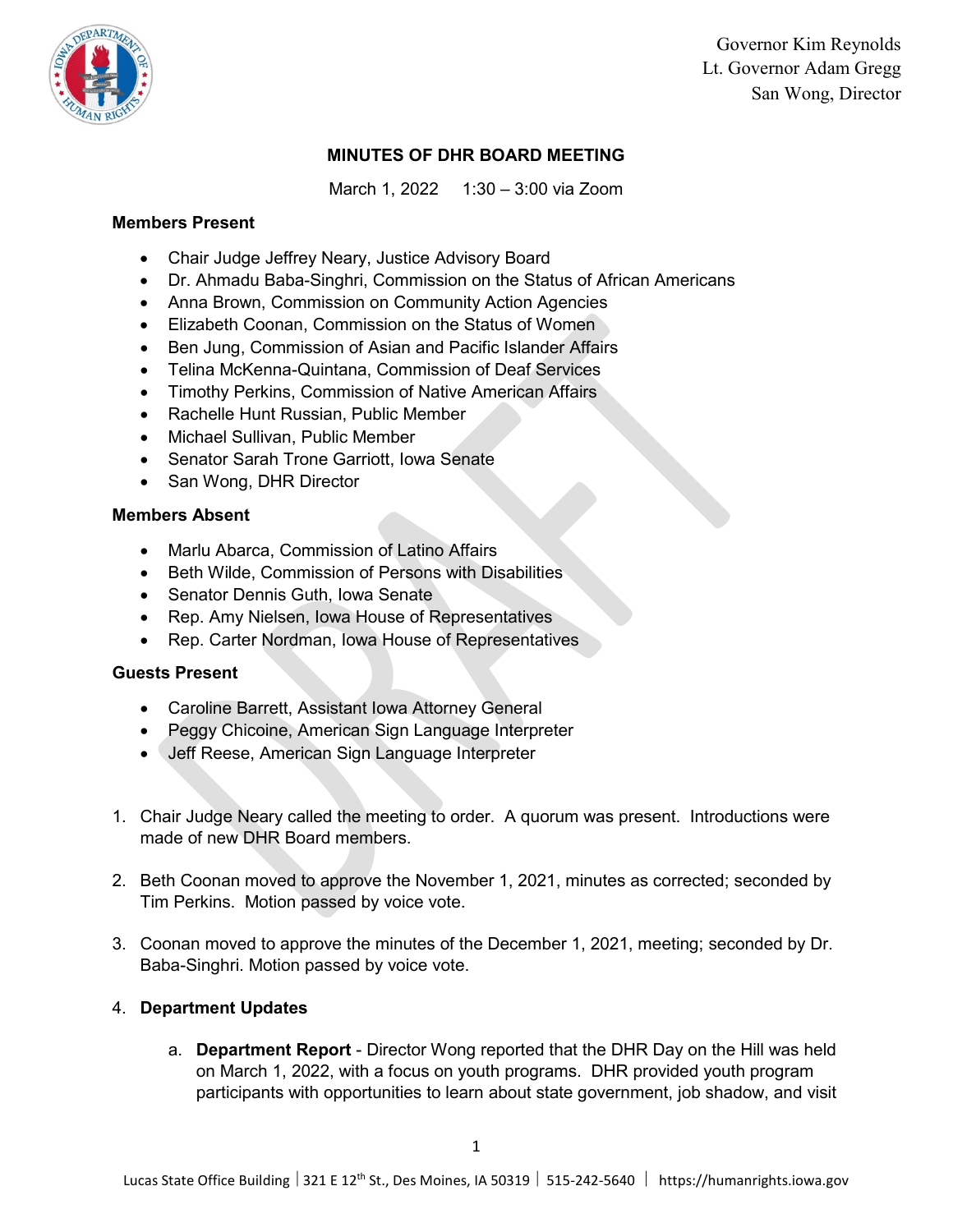Governor Kim Reynolds
Lt. Governor Adam Gregg
San Wong, Director

# MINUTES OF DHR BOARD MEETING

March 1, 2022 1:30 – 3:00 via Zoom

**Members Present**

- Chair Judge Jeffrey Neary, Justice Advisory Board
- Dr. Ahmadu Baba-Singhri, Commission on the Status of African Americans
- Anna Brown, Commission on Community Action Agencies
- Elizabeth Coonan, Commission on the Status of Women
- Ben Jung, Commission of Asian and Pacific Islander Affairs
- Telina McKenna-Quintana, Commission of Deaf Services
- Timothy Perkins, Commission of Native American Affairs
- Rachelle Hunt Russian, Public Member
- Michael Sullivan, Public Member
- Senator Sarah Trone Garriott, Iowa Senate
- San Wong, DHR Director

**Members Absent**

- Marlu Abarca, Commission of Latino Affairs
- Beth Wilde, Commission of Persons with Disabilities
- Senator Dennis Guth, Iowa Senate
- Rep. Amy Nielsen, Iowa House of Representatives
- Rep. Carter Nordman, Iowa House of Representatives

**Guests Present**

- Caroline Barrett, Assistant Iowa Attorney General
- Peggy Chicoine, American Sign Language Interpreter
- Jeff Reese, American Sign Language Interpreter

1. Chair Judge Neary called the meeting to order. A quorum was present. Introductions were made of new DHR Board members.

2. Beth Coonan moved to approve the November 1, 2021, minutes as corrected; seconded by Tim Perkins. Motion passed by voice vote.

3. Coonan moved to approve the minutes of the December 1, 2021, meeting; seconded by Dr. Baba-Singhri. Motion passed by voice vote.

4. **Department Updates**

   a. **Department Report** - Director Wong reported that the DHR Day on the Hill was held on March 1, 2022, with a focus on youth programs. DHR provided youth program participants with opportunities to learn about state government, job shadow, and visit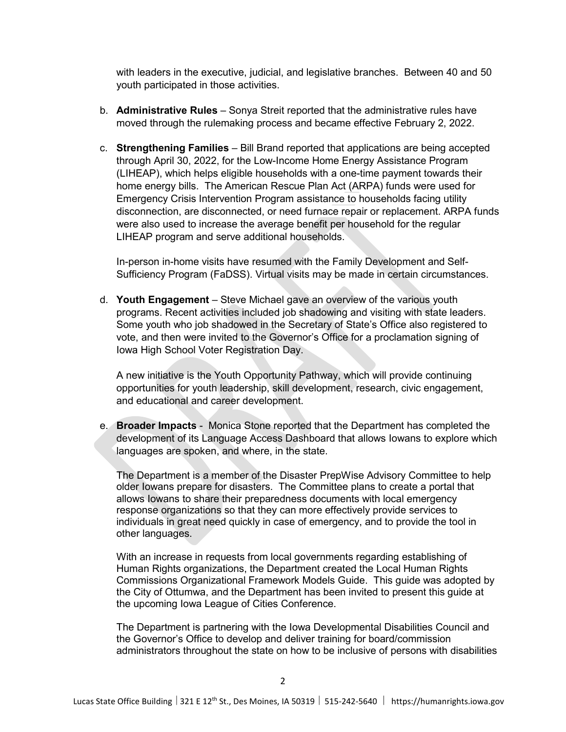with leaders in the executive, judicial, and legislative branches. Between 40 and 50 youth participated in those activities.

b. **Administrative Rules** – Sonya Streit reported that the administrative rules have moved through the rulemaking process and became effective February 2, 2022.

c. **Strengthening Families** – Bill Brand reported that applications are being accepted through April 30, 2022, for the Low-Income Home Energy Assistance Program (LIHEAP), which helps eligible households with a one-time payment towards their home energy bills. The American Rescue Plan Act (ARPA) funds were used for Emergency Crisis Intervention Program assistance to households facing utility disconnection, are disconnected, or need furnace repair or replacement. ARPA funds were also used to increase the average benefit per household for the regular LIHEAP program and serve additional households.

   In-person in-home visits have resumed with the Family Development and Self-Sufficiency Program (FaDSS). Virtual visits may be made in certain circumstances.

d. **Youth Engagement** – Steve Michael gave an overview of the various youth programs. Recent activities included job shadowing and visiting with state leaders. Some youth who job shadowed in the Secretary of State's Office also registered to vote, and then were invited to the Governor's Office for a proclamation signing of Iowa High School Voter Registration Day.

   A new initiative is the Youth Opportunity Pathway, which will provide continuing opportunities for youth leadership, skill development, research, civic engagement, and educational and career development.

e. **Broader Impacts** - Monica Stone reported that the Department has completed the development of its Language Access Dashboard that allows Iowans to explore which languages are spoken, and where, in the state.

   The Department is a member of the Disaster PrepWise Advisory Committee to help older Iowans prepare for disasters. The Committee plans to create a portal that allows Iowans to share their preparedness documents with local emergency response organizations so that they can more effectively provide services to individuals in great need quickly in case of emergency, and to provide the tool in other languages.

   With an increase in requests from local governments regarding establishing of Human Rights organizations, the Department created the Local Human Rights Commissions Organizational Framework Models Guide. This guide was adopted by the City of Ottumwa, and the Department has been invited to present this guide at the upcoming Iowa League of Cities Conference.

   The Department is partnering with the Iowa Developmental Disabilities Council and the Governor's Office to develop and deliver training for board/commission administrators throughout the state on how to be inclusive of persons with disabilities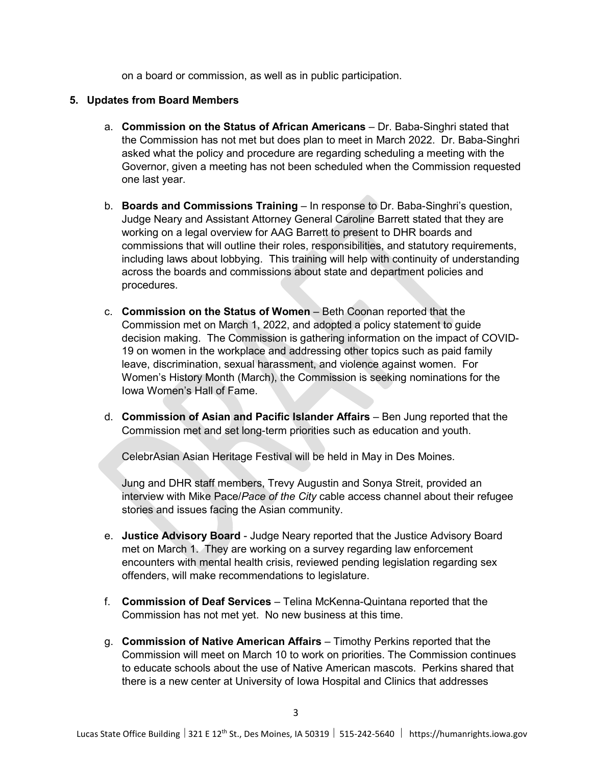on a board or commission, as well as in public participation.

**5. Updates from Board Members**

a. **Commission on the Status of African Americans** – Dr. Baba-Singhri stated that the Commission has not met but does plan to meet in March 2022. Dr. Baba-Singhri asked what the policy and procedure are regarding scheduling a meeting with the Governor, given a meeting has not been scheduled when the Commission requested one last year.

b. **Boards and Commissions Training** – In response to Dr. Baba-Singhri's question, Judge Neary and Assistant Attorney General Caroline Barrett stated that they are working on a legal overview for AAG Barrett to present to DHR boards and commissions that will outline their roles, responsibilities, and statutory requirements, including laws about lobbying. This training will help with continuity of understanding across the boards and commissions about state and department policies and procedures.

c. **Commission on the Status of Women** – Beth Coonan reported that the Commission met on March 1, 2022, and adopted a policy statement to guide decision making. The Commission is gathering information on the impact of COVID-19 on women in the workplace and addressing other topics such as paid family leave, discrimination, sexual harassment, and violence against women. For Women's History Month (March), the Commission is seeking nominations for the Iowa Women's Hall of Fame.

d. **Commission of Asian and Pacific Islander Affairs** – Ben Jung reported that the Commission met and set long-term priorities such as education and youth.

   CelebrAsian Asian Heritage Festival will be held in May in Des Moines.

   Jung and DHR staff members, Trevy Augustin and Sonya Streit, provided an interview with Mike Pace/*Pace of the City* cable access channel about their refugee stories and issues facing the Asian community.

e. **Justice Advisory Board** - Judge Neary reported that the Justice Advisory Board met on March 1. They are working on a survey regarding law enforcement encounters with mental health crisis, reviewed pending legislation regarding sex offenders, will make recommendations to legislature.

f. **Commission of Deaf Services** – Telina McKenna-Quintana reported that the Commission has not met yet. No new business at this time.

g. **Commission of Native American Affairs** – Timothy Perkins reported that the Commission will meet on March 10 to work on priorities. The Commission continues to educate schools about the use of Native American mascots. Perkins shared that there is a new center at University of Iowa Hospital and Clinics that addresses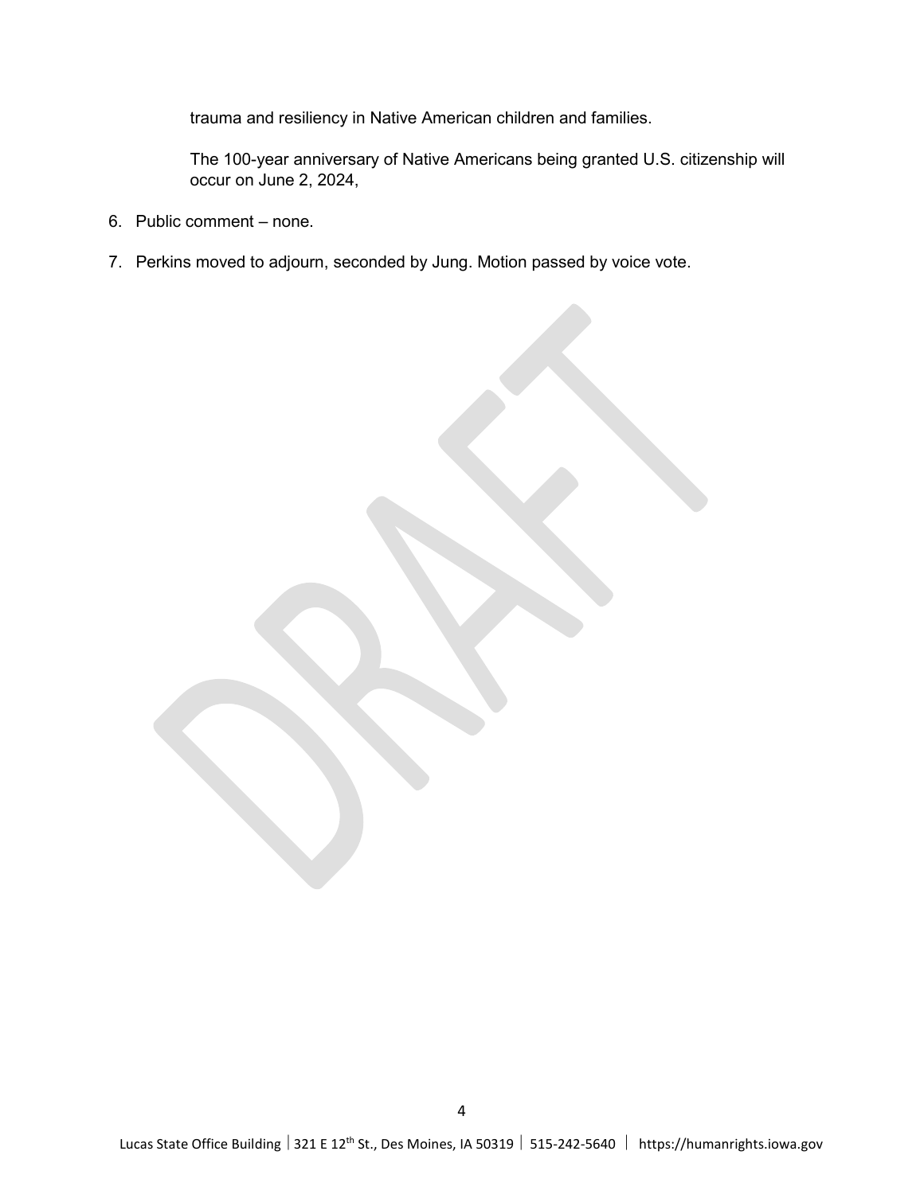trauma and resiliency in Native American children and families.

The 100-year anniversary of Native Americans being granted U.S. citizenship will occur on June 2, 2024,

6. Public comment – none.
7. Perkins moved to adjourn, seconded by Jung. Motion passed by voice vote.